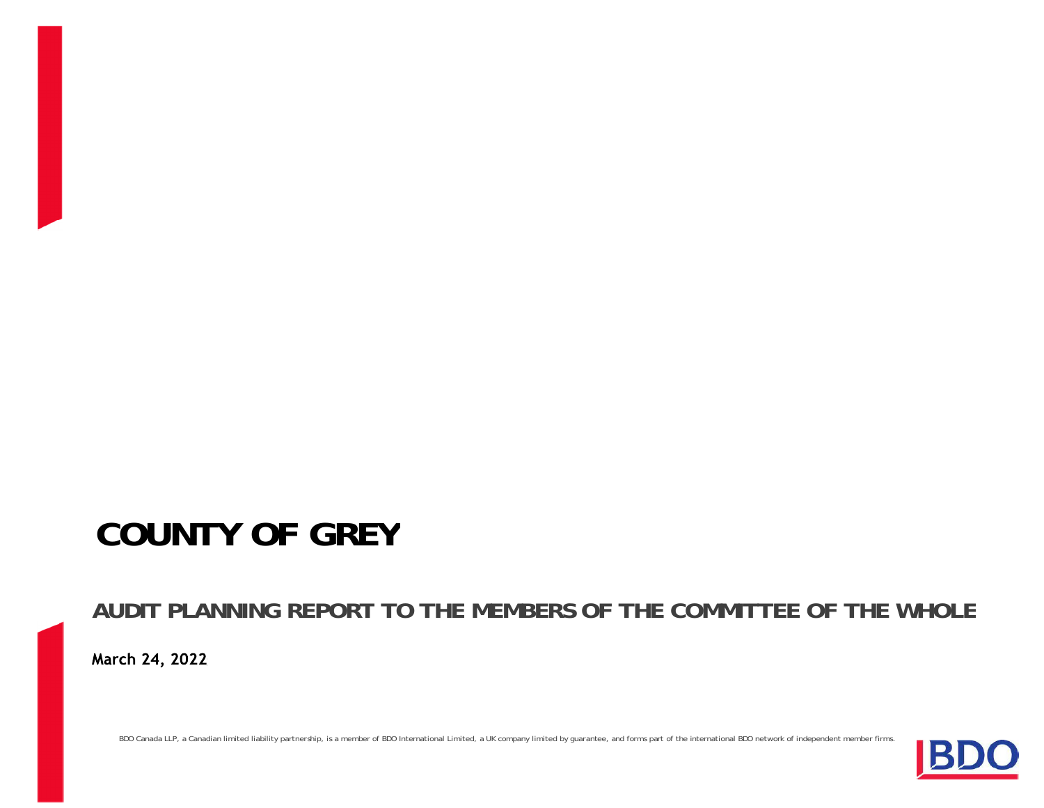# COUNTY OF GREY

## AUDIT PLANNING REPORT TO THE MEMBERS OF THE COMMITTEE OF THE WHOLE

**March 24, 2022**

BDO Canada LLP, a Canadian limited liability partnership, is a member of BDO International Limited, a UK company limited by guarantee, and forms part of the international BDO network of independent member firms.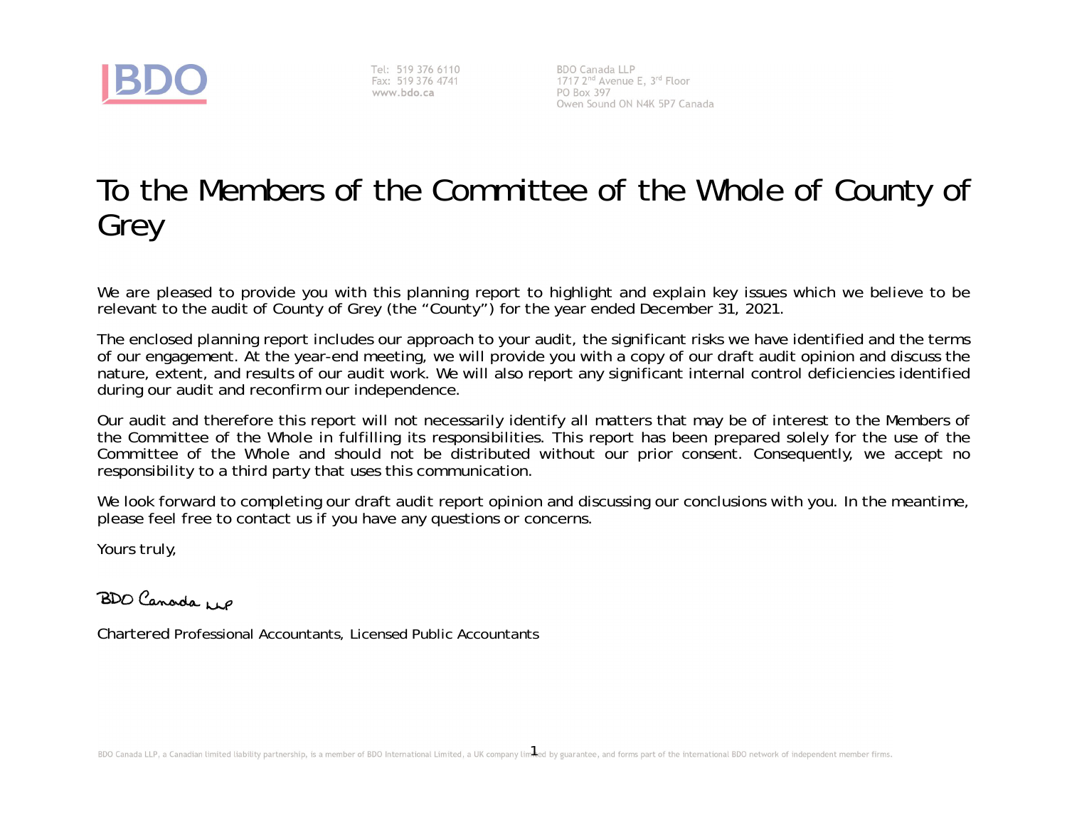Tel: 519 376 6110
Fax: 519 376 4741
www.bdo.ca

BDO Canada LLP
1717 2nd Avenue E, 3rd Floor
PO Box 397
Owen Sound ON N4K 5P7 Canada

# To the Members of the Committee of the Whole of County of Grey

We are pleased to provide you with this planning report to highlight and explain key issues which we believe to be relevant to the audit of County of Grey (the "County") for the year ended December 31, 2021.

The enclosed planning report includes our approach to your audit, the significant risks we have identified and the terms of our engagement. At the year-end meeting, we will provide you with a copy of our draft audit opinion and discuss the nature, extent, and results of our audit work. We will also report any significant internal control deficiencies identified during our audit and reconfirm our independence.

Our audit and therefore this report will not necessarily identify all matters that may be of interest to the Members of the Committee of the Whole in fulfilling its responsibilities. This report has been prepared solely for the use of the Committee of the Whole and should not be distributed without our prior consent. Consequently, we accept no responsibility to a third party that uses this communication.

We look forward to completing our draft audit report opinion and discussing our conclusions with you. In the meantime, please feel free to contact us if you have any questions or concerns.

Yours truly,

BDO Canada LLP

Chartered Professional Accountants, Licensed Public Accountants

BDO Canada LLP, a Canadian limited liability partnership, is a member of BDO International Limited, a UK company limited by guarantee, and forms part of the international BDO network of independent member firms.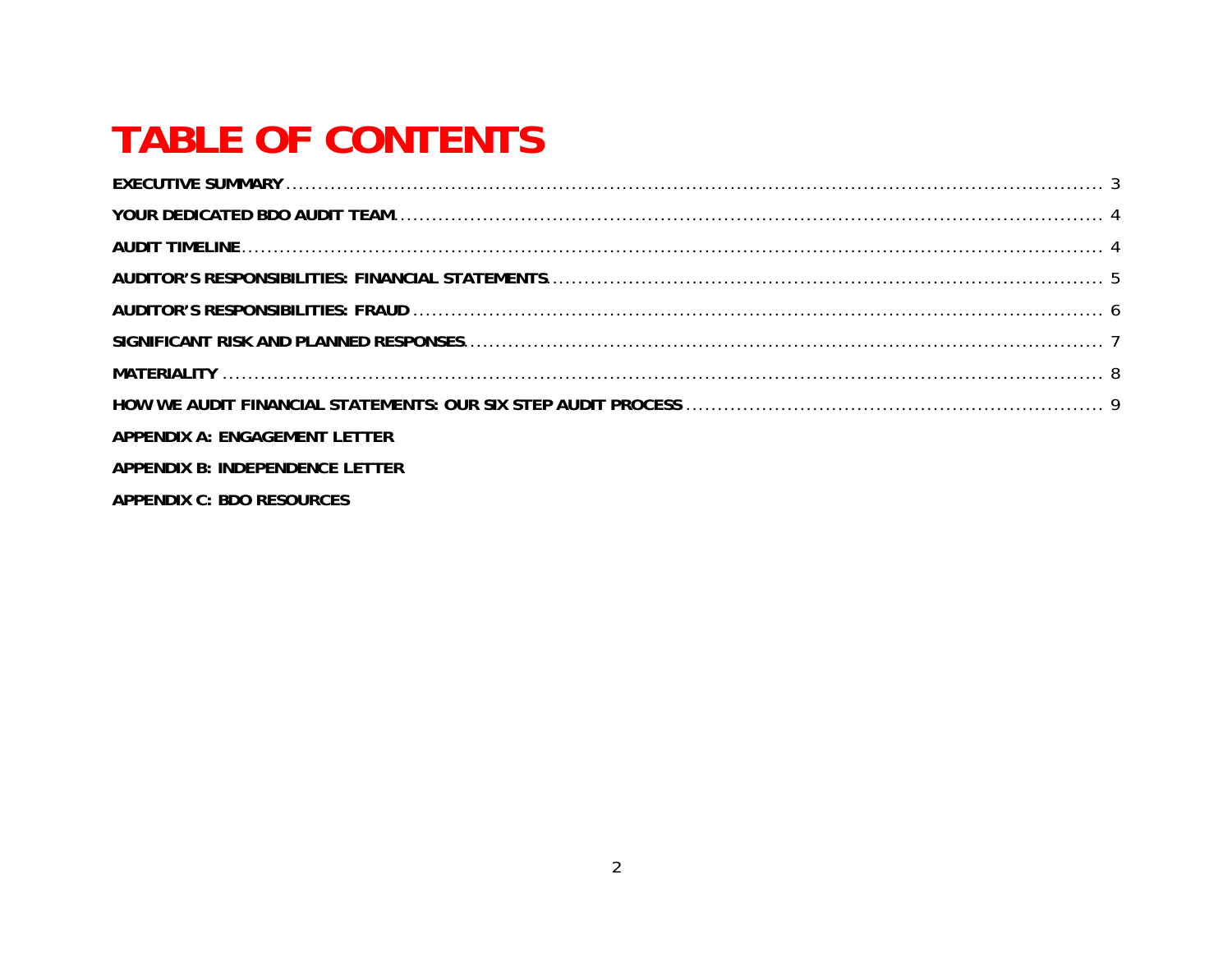# TABLE OF CONTENTS

**EXECUTIVE SUMMARY** ........................................ 3

**YOUR DEDICATED BDO AUDIT TEAM** ........................................ 4

**AUDIT TIMELINE** ........................................ 4

**AUDITOR'S RESPONSIBILITIES: FINANCIAL STATEMENTS** ........................................ 5

**AUDITOR'S RESPONSIBILITIES: FRAUD** ........................................ 6

**SIGNIFICANT RISK AND PLANNED RESPONSES** ........................................ 7

**MATERIALITY** ........................................ 8

**HOW WE AUDIT FINANCIAL STATEMENTS: OUR SIX STEP AUDIT PROCESS** ........................................ 9

**APPENDIX A: ENGAGEMENT LETTER**

**APPENDIX B: INDEPENDENCE LETTER**

**APPENDIX C: BDO RESOURCES**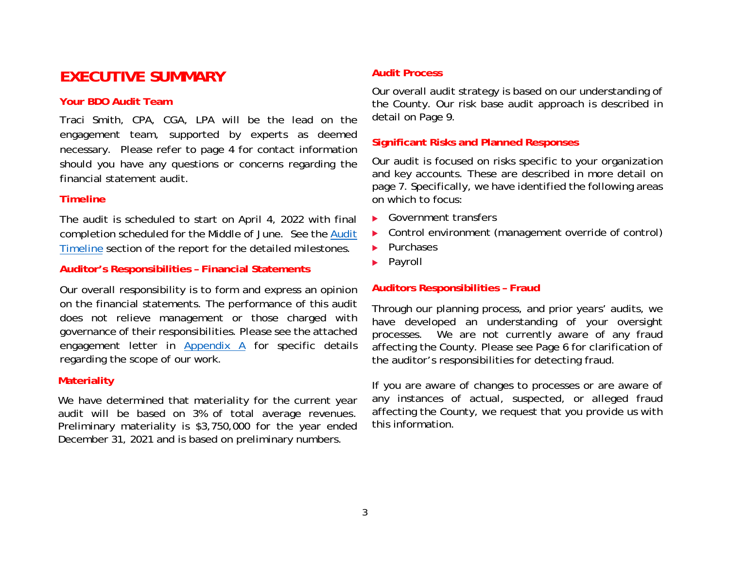# EXECUTIVE SUMMARY

## Your BDO Audit Team

Traci Smith, CPA, CGA, LPA will be the lead on the engagement team, supported by experts as deemed necessary. Please refer to page 4 for contact information should you have any questions or concerns regarding the financial statement audit.

## Timeline

The audit is scheduled to start on April 4, 2022 with final completion scheduled for the Middle of June. See the Audit Timeline section of the report for the detailed milestones.

## Auditor's Responsibilities – Financial Statements

Our overall responsibility is to form and express an opinion on the financial statements. The performance of this audit does not relieve management or those charged with governance of their responsibilities. Please see the attached engagement letter in Appendix A for specific details regarding the scope of our work.

## Materiality

We have determined that materiality for the current year audit will be based on 3% of total average revenues. Preliminary materiality is $3,750,000 for the year ended December 31, 2021 and is based on preliminary numbers.

## Audit Process

Our overall audit strategy is based on our understanding of the County. Our risk base audit approach is described in detail on Page 9.

## Significant Risks and Planned Responses

Our audit is focused on risks specific to your organization and key accounts. These are described in more detail on page 7. Specifically, we have identified the following areas on which to focus:

- Government transfers
- Control environment (management override of control)
- Purchases
- Payroll

## Auditors Responsibilities – Fraud

Through our planning process, and prior years' audits, we have developed an understanding of your oversight processes. We are not currently aware of any fraud affecting the County. Please see Page 6 for clarification of the auditor's responsibilities for detecting fraud.

If you are aware of changes to processes or are aware of any instances of actual, suspected, or alleged fraud affecting the County, we request that you provide us with this information.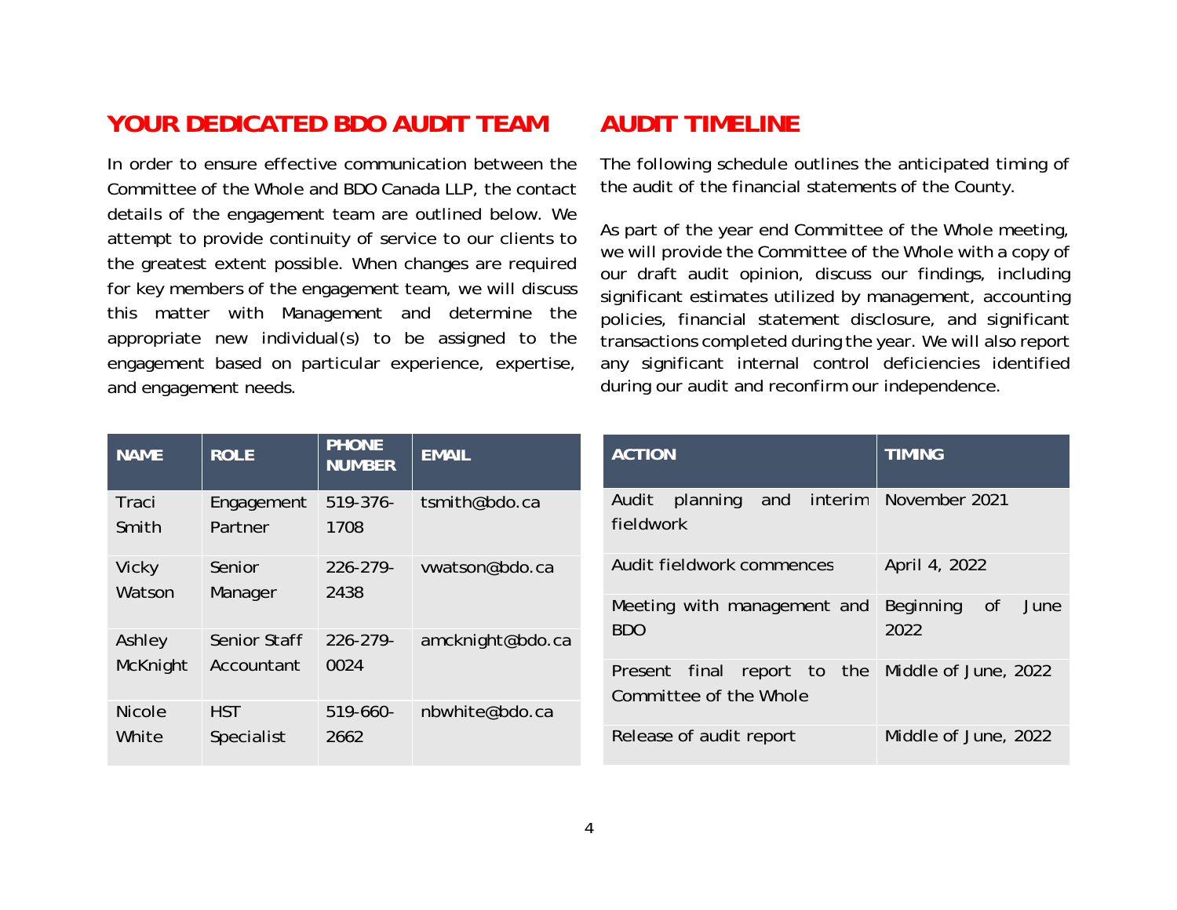## YOUR DEDICATED BDO AUDIT TEAM

In order to ensure effective communication between the Committee of the Whole and BDO Canada LLP, the contact details of the engagement team are outlined below. We attempt to provide continuity of service to our clients to the greatest extent possible. When changes are required for key members of the engagement team, we will discuss this matter with Management and determine the appropriate new individual(s) to be assigned to the engagement based on particular experience, expertise, and engagement needs.

| NAME | ROLE | PHONE NUMBER | EMAIL |
|---|---|---|---|
| Traci Smith | Engagement Partner | 519-376-1708 | tsmith@bdo.ca |
| Vicky Watson | Senior Manager | 226-279-2438 | vwatson@bdo.ca |
| Ashley McKnight | Senior Staff Accountant | 226-279-0024 | amcknight@bdo.ca |
| Nicole White | HST Specialist | 519-660-2662 | nbwhite@bdo.ca |

## AUDIT TIMELINE

The following schedule outlines the anticipated timing of the audit of the financial statements of the County.

As part of the year end Committee of the Whole meeting, we will provide the Committee of the Whole with a copy of our draft audit opinion, discuss our findings, including significant estimates utilized by management, accounting policies, financial statement disclosure, and significant transactions completed during the year. We will also report any significant internal control deficiencies identified during our audit and reconfirm our independence.

| ACTION | TIMING |
|---|---|
| Audit planning and interim fieldwork | November 2021 |
| Audit fieldwork commences | April 4, 2022 |
| Meeting with management and BDO | Beginning of June 2022 |
| Present final report to the Committee of the Whole | Middle of June, 2022 |
| Release of audit report | Middle of June, 2022 |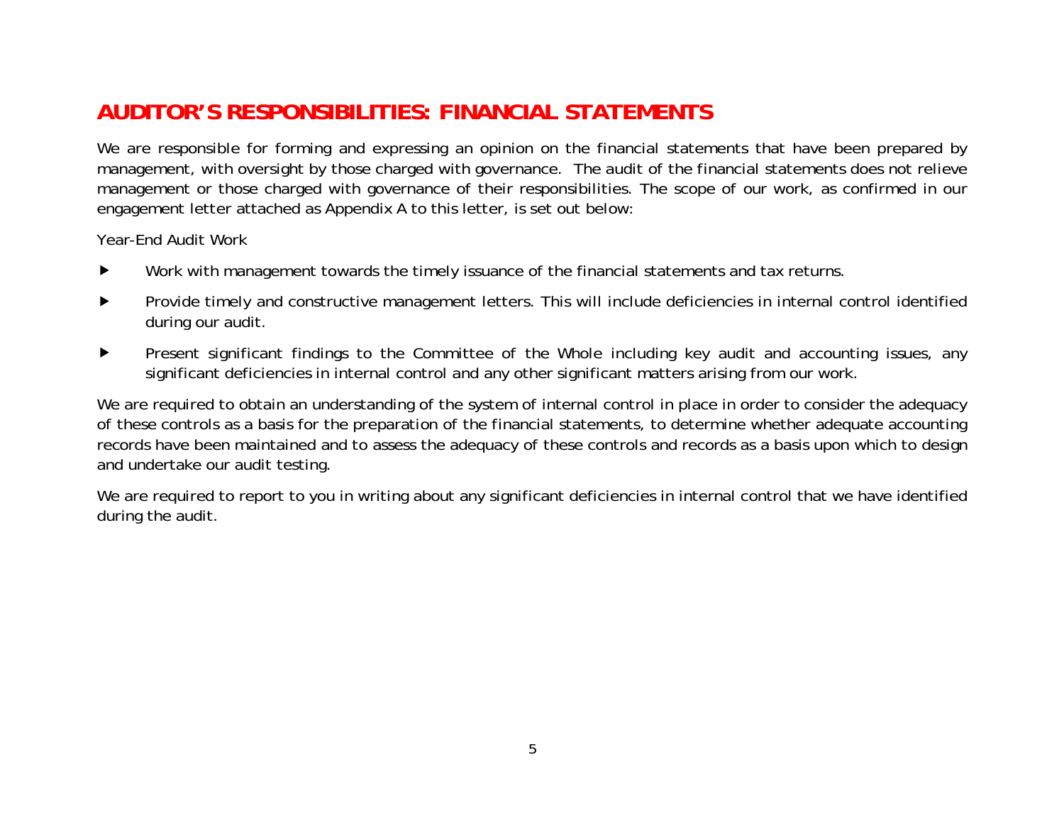## AUDITOR'S RESPONSIBILITIES: FINANCIAL STATEMENTS

We are responsible for forming and expressing an opinion on the financial statements that have been prepared by management, with oversight by those charged with governance. The audit of the financial statements does not relieve management or those charged with governance of their responsibilities. The scope of our work, as confirmed in our engagement letter attached as Appendix A to this letter, is set out below:

Year-End Audit Work

- Work with management towards the timely issuance of the financial statements and tax returns.
- Provide timely and constructive management letters. This will include deficiencies in internal control identified during our audit.
- Present significant findings to the Committee of the Whole including key audit and accounting issues, any significant deficiencies in internal control and any other significant matters arising from our work.

We are required to obtain an understanding of the system of internal control in place in order to consider the adequacy of these controls as a basis for the preparation of the financial statements, to determine whether adequate accounting records have been maintained and to assess the adequacy of these controls and records as a basis upon which to design and undertake our audit testing.

We are required to report to you in writing about any significant deficiencies in internal control that we have identified during the audit.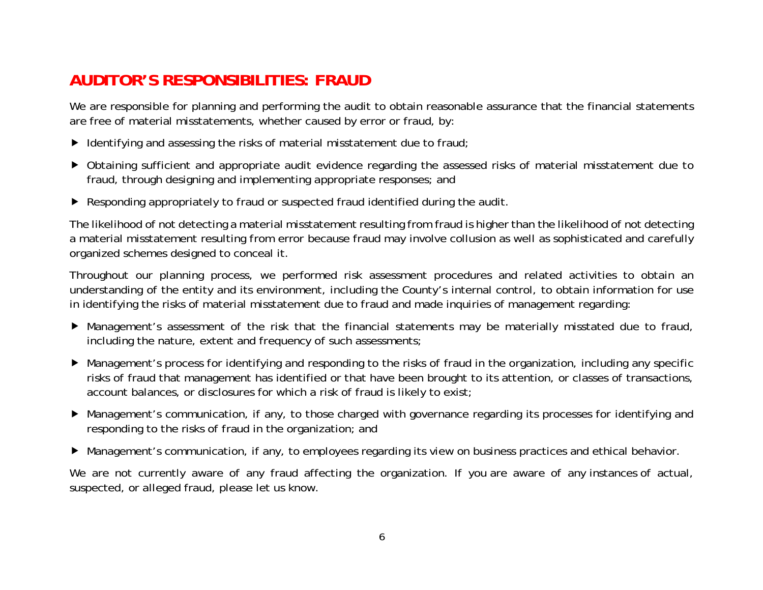## AUDITOR'S RESPONSIBILITIES: FRAUD

We are responsible for planning and performing the audit to obtain reasonable assurance that the financial statements are free of material misstatements, whether caused by error or fraud, by:

- Identifying and assessing the risks of material misstatement due to fraud;
- Obtaining sufficient and appropriate audit evidence regarding the assessed risks of material misstatement due to fraud, through designing and implementing appropriate responses; and
- Responding appropriately to fraud or suspected fraud identified during the audit.

The likelihood of not detecting a material misstatement resulting from fraud is higher than the likelihood of not detecting a material misstatement resulting from error because fraud may involve collusion as well as sophisticated and carefully organized schemes designed to conceal it.

Throughout our planning process, we performed risk assessment procedures and related activities to obtain an understanding of the entity and its environment, including the County's internal control, to obtain information for use in identifying the risks of material misstatement due to fraud and made inquiries of management regarding:

- Management's assessment of the risk that the financial statements may be materially misstated due to fraud, including the nature, extent and frequency of such assessments;
- Management's process for identifying and responding to the risks of fraud in the organization, including any specific risks of fraud that management has identified or that have been brought to its attention, or classes of transactions, account balances, or disclosures for which a risk of fraud is likely to exist;
- Management's communication, if any, to those charged with governance regarding its processes for identifying and responding to the risks of fraud in the organization; and
- Management's communication, if any, to employees regarding its view on business practices and ethical behavior.

We are not currently aware of any fraud affecting the organization. If you are aware of any instances of actual, suspected, or alleged fraud, please let us know.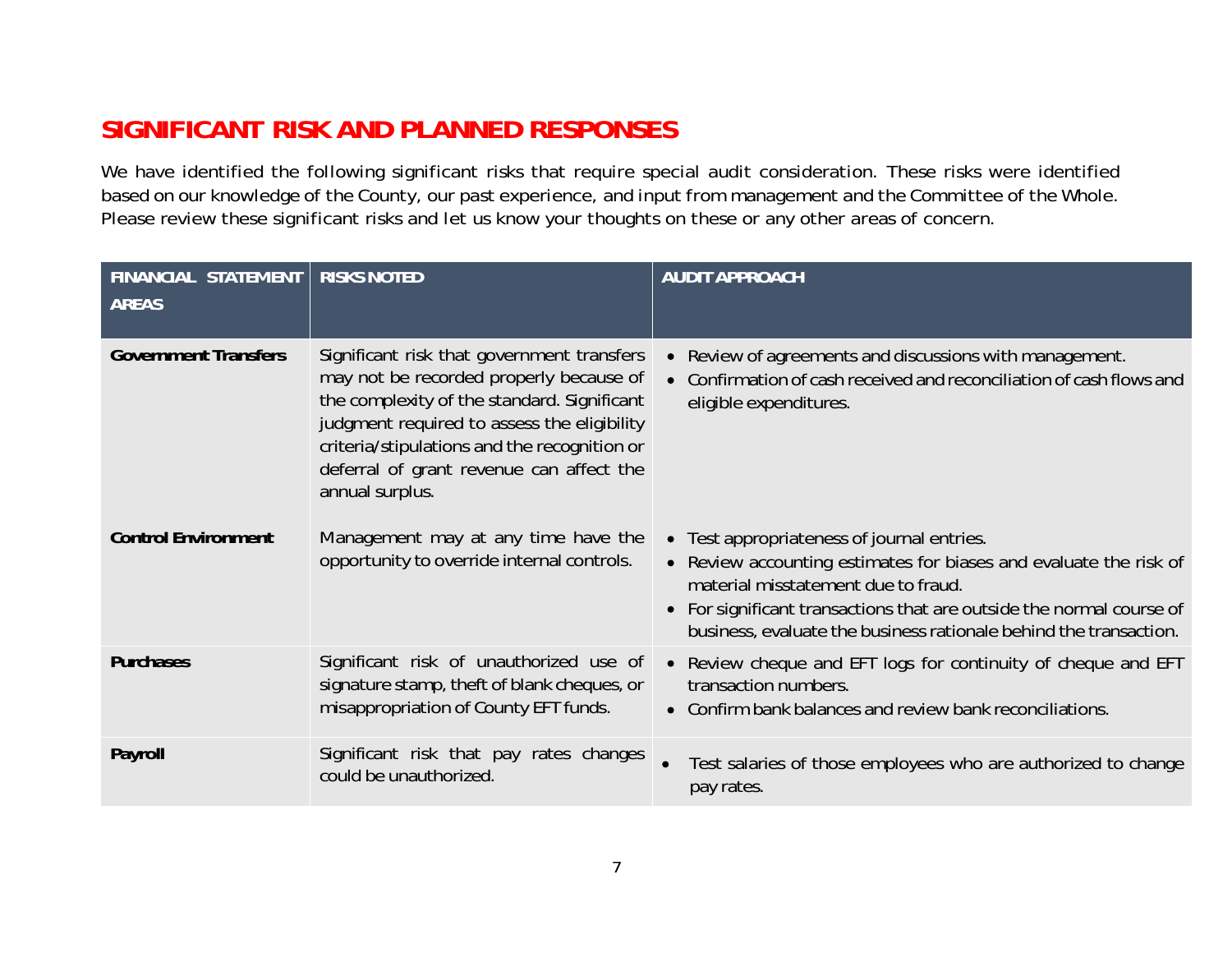## SIGNIFICANT RISK AND PLANNED RESPONSES

We have identified the following significant risks that require special audit consideration. These risks were identified based on our knowledge of the County, our past experience, and input from management and the Committee of the Whole. Please review these significant risks and let us know your thoughts on these or any other areas of concern.

| FINANCIAL STATEMENT AREAS | RISKS NOTED | AUDIT APPROACH |
|---|---|---|
| **Government Transfers** | Significant risk that government transfers may not be recorded properly because of the complexity of the standard. Significant judgment required to assess the eligibility criteria/stipulations and the recognition or deferral of grant revenue can affect the annual surplus. | • Review of agreements and discussions with management.<br>• Confirmation of cash received and reconciliation of cash flows and eligible expenditures. |
| **Control Environment** | Management may at any time have the opportunity to override internal controls. | • Test appropriateness of journal entries.<br>• Review accounting estimates for biases and evaluate the risk of material misstatement due to fraud.<br>• For significant transactions that are outside the normal course of business, evaluate the business rationale behind the transaction. |
| **Purchases** | Significant risk of unauthorized use of signature stamp, theft of blank cheques, or misappropriation of County EFT funds. | • Review cheque and EFT logs for continuity of cheque and EFT transaction numbers.<br>• Confirm bank balances and review bank reconciliations. |
| **Payroll** | Significant risk that pay rates changes could be unauthorized. | • Test salaries of those employees who are authorized to change pay rates. |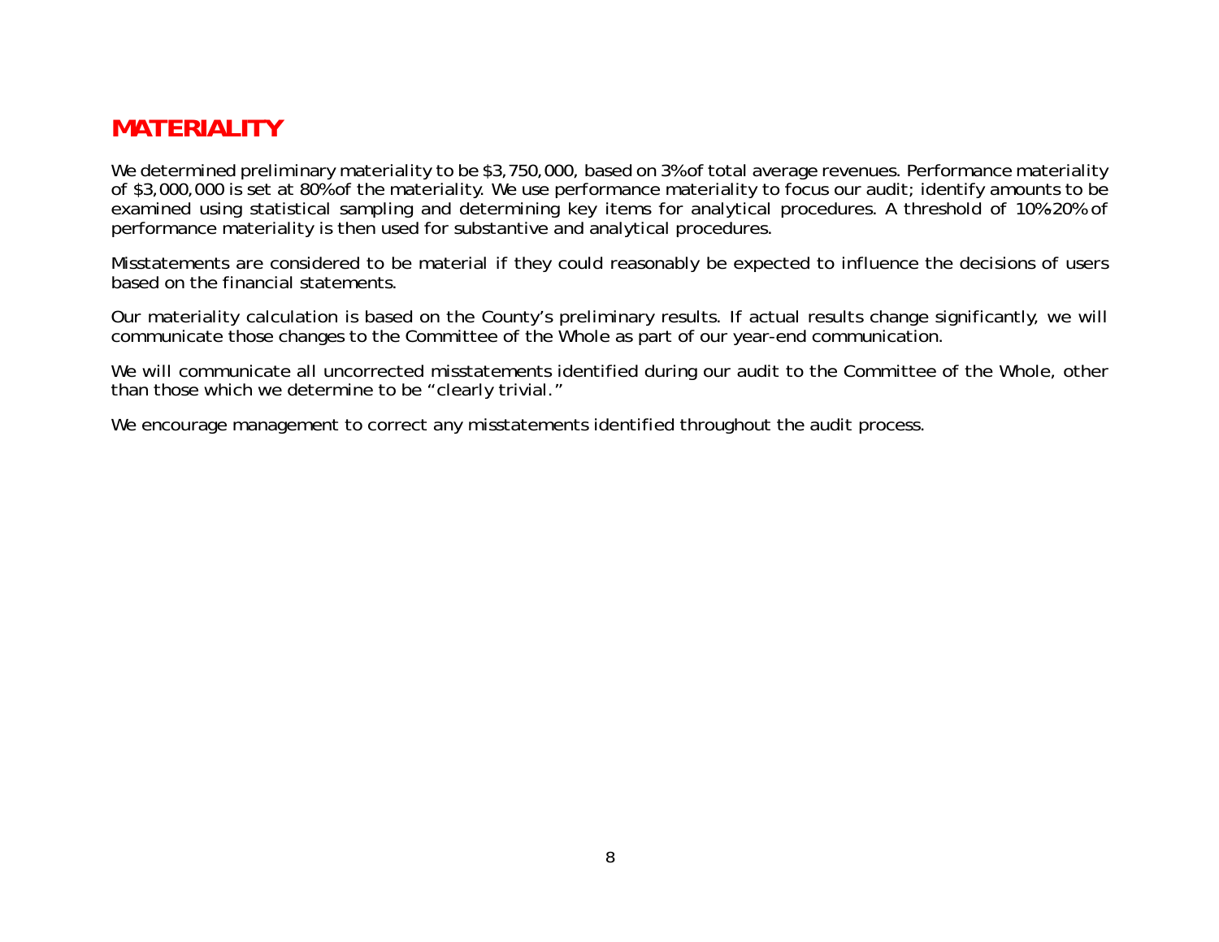# MATERIALITY

We determined preliminary materiality to be $3,750,000, based on 3% of total average revenues. Performance materiality of $3,000,000 is set at 80% of the materiality. We use performance materiality to focus our audit; identify amounts to be examined using statistical sampling and determining key items for analytical procedures. A threshold of 10%-20% of performance materiality is then used for substantive and analytical procedures.

Misstatements are considered to be material if they could reasonably be expected to influence the decisions of users based on the financial statements.

Our materiality calculation is based on the County's preliminary results. If actual results change significantly, we will communicate those changes to the Committee of the Whole as part of our year-end communication.

We will communicate all uncorrected misstatements identified during our audit to the Committee of the Whole, other than those which we determine to be "clearly trivial."

We encourage management to correct any misstatements identified throughout the audit process.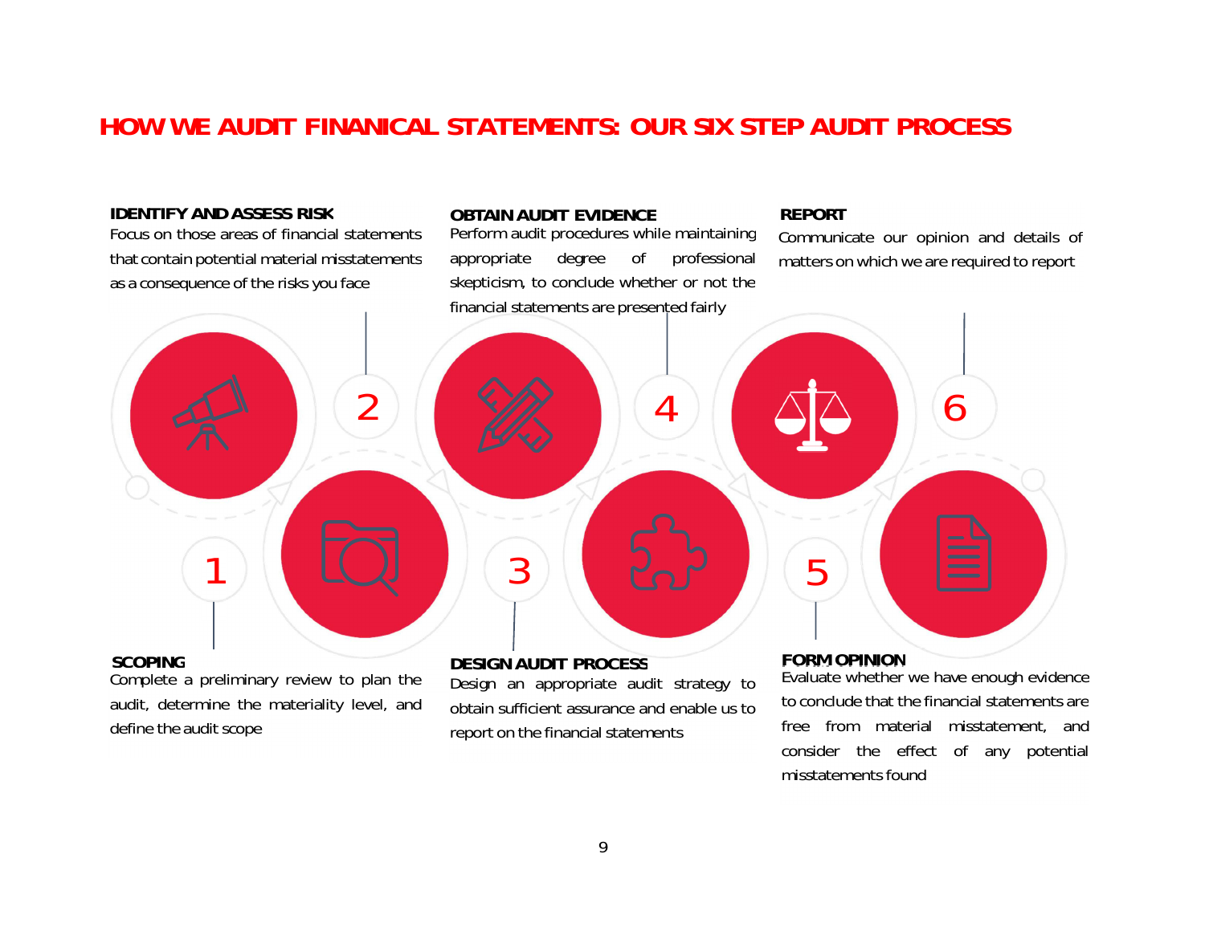# HOW WE AUDIT FINANICAL STATEMENTS: OUR SIX STEP AUDIT PROCESS

**1. SCOPING**
Complete a preliminary review to plan the audit, determine the materiality level, and define the audit scope

**2. IDENTIFY AND ASSESS RISK**
Focus on those areas of financial statements that contain potential material misstatements as a consequence of the risks you face

**3. DESIGN AUDIT PROCESS**
Design an appropriate audit strategy to obtain sufficient assurance and enable us to report on the financial statements

**4. OBTAIN AUDIT EVIDENCE**
Perform audit procedures while maintaining appropriate degree of professional skepticism, to conclude whether or not the financial statements are presented fairly

**5. FORM OPINION**
Evaluate whether we have enough evidence to conclude that the financial statements are free from material misstatement, and consider the effect of any potential misstatements found

**6. REPORT**
Communicate our opinion and details of matters on which we are required to report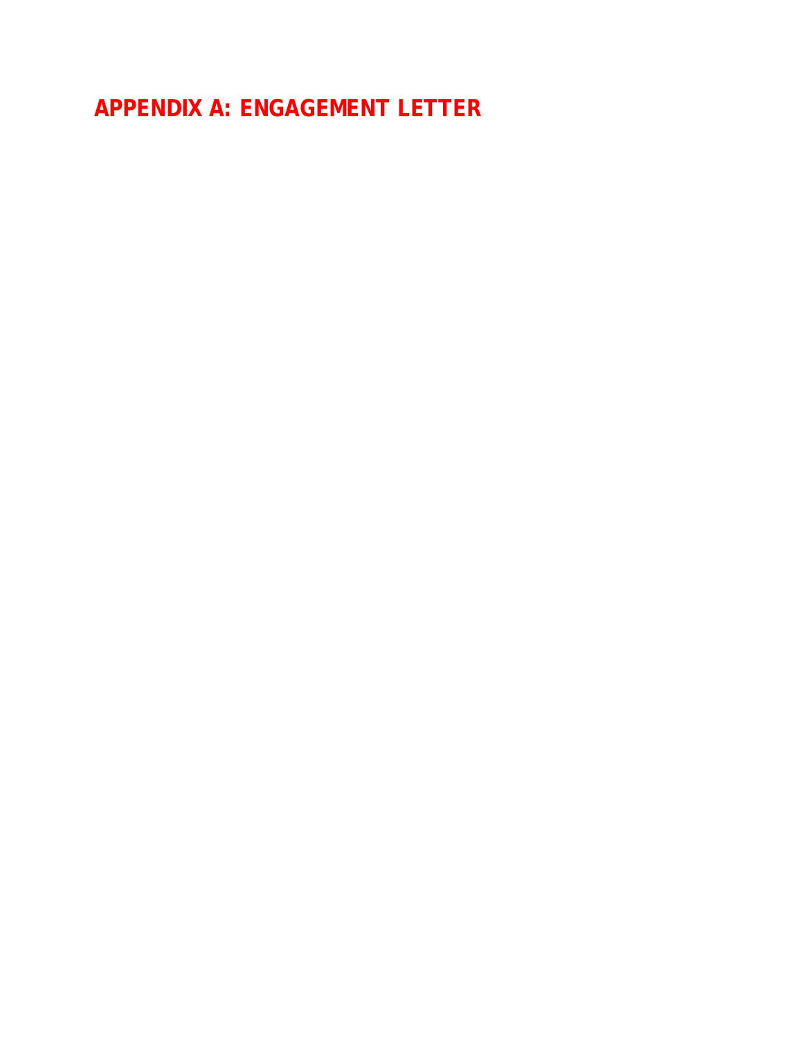# APPENDIX A: ENGAGEMENT LETTER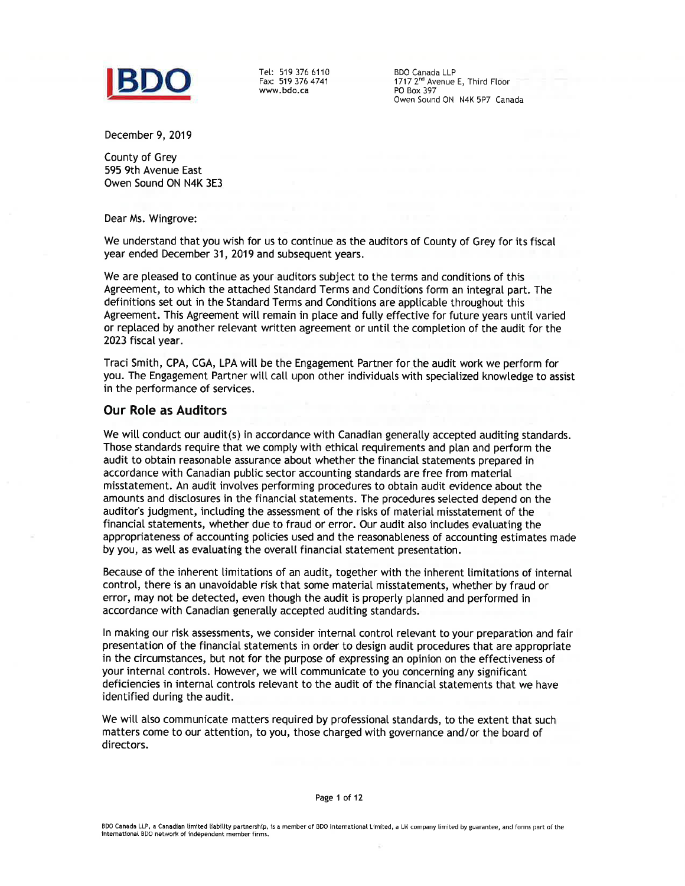BDO

Tel: 519 376 6110
Fax: 519 376 4741
www.bdo.ca

BDO Canada LLP
1717 2nd Avenue E, Third Floor
PO Box 397
Owen Sound ON N4K 5P7 Canada

December 9, 2019

County of Grey
595 9th Avenue East
Owen Sound ON N4K 3E3

Dear Ms. Wingrove:

We understand that you wish for us to continue as the auditors of County of Grey for its fiscal year ended December 31, 2019 and subsequent years.

We are pleased to continue as your auditors subject to the terms and conditions of this Agreement, to which the attached Standard Terms and Conditions form an integral part. The definitions set out in the Standard Terms and Conditions are applicable throughout this Agreement. This Agreement will remain in place and fully effective for future years until varied or replaced by another relevant written agreement or until the completion of the audit for the 2023 fiscal year.

Traci Smith, CPA, CGA, LPA will be the Engagement Partner for the audit work we perform for you. The Engagement Partner will call upon other individuals with specialized knowledge to assist in the performance of services.

## Our Role as Auditors

We will conduct our audit(s) in accordance with Canadian generally accepted auditing standards. Those standards require that we comply with ethical requirements and plan and perform the audit to obtain reasonable assurance about whether the financial statements prepared in accordance with Canadian public sector accounting standards are free from material misstatement. An audit involves performing procedures to obtain audit evidence about the amounts and disclosures in the financial statements. The procedures selected depend on the auditor's judgment, including the assessment of the risks of material misstatement of the financial statements, whether due to fraud or error. Our audit also includes evaluating the appropriateness of accounting policies used and the reasonableness of accounting estimates made by you, as well as evaluating the overall financial statement presentation.

Because of the inherent limitations of an audit, together with the inherent limitations of internal control, there is an unavoidable risk that some material misstatements, whether by fraud or error, may not be detected, even though the audit is properly planned and performed in accordance with Canadian generally accepted auditing standards.

In making our risk assessments, we consider internal control relevant to your preparation and fair presentation of the financial statements in order to design audit procedures that are appropriate in the circumstances, but not for the purpose of expressing an opinion on the effectiveness of your internal controls. However, we will communicate to you concerning any significant deficiencies in internal controls relevant to the audit of the financial statements that we have identified during the audit.

We will also communicate matters required by professional standards, to the extent that such matters come to our attention, to you, those charged with governance and/or the board of directors.

BDO Canada LLP, a Canadian limited liability partnership, is a member of BDO International Limited, a UK company limited by guarantee, and forms part of the international BDO network of independent member firms.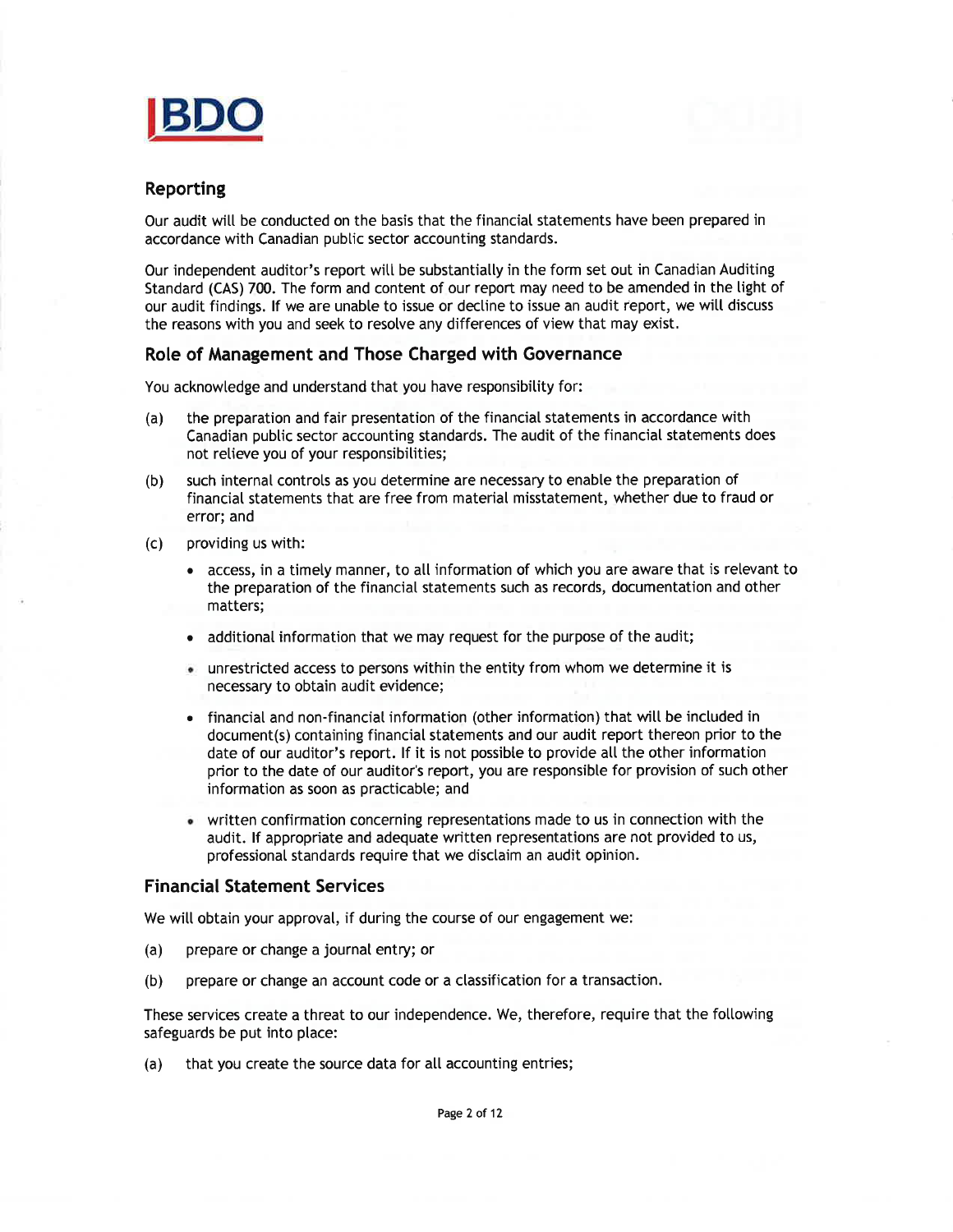## Reporting

Our audit will be conducted on the basis that the financial statements have been prepared in accordance with Canadian public sector accounting standards.

Our independent auditor's report will be substantially in the form set out in Canadian Auditing Standard (CAS) 700. The form and content of our report may need to be amended in the light of our audit findings. If we are unable to issue or decline to issue an audit report, we will discuss the reasons with you and seek to resolve any differences of view that may exist.

## Role of Management and Those Charged with Governance

You acknowledge and understand that you have responsibility for:

(a) the preparation and fair presentation of the financial statements in accordance with Canadian public sector accounting standards. The audit of the financial statements does not relieve you of your responsibilities;

(b) such internal controls as you determine are necessary to enable the preparation of financial statements that are free from material misstatement, whether due to fraud or error; and

(c) providing us with:

- access, in a timely manner, to all information of which you are aware that is relevant to the preparation of the financial statements such as records, documentation and other matters;
- additional information that we may request for the purpose of the audit;
- unrestricted access to persons within the entity from whom we determine it is necessary to obtain audit evidence;
- financial and non-financial information (other information) that will be included in document(s) containing financial statements and our audit report thereon prior to the date of our auditor's report. If it is not possible to provide all the other information prior to the date of our auditor's report, you are responsible for provision of such other information as soon as practicable; and
- written confirmation concerning representations made to us in connection with the audit. If appropriate and adequate written representations are not provided to us, professional standards require that we disclaim an audit opinion.

## Financial Statement Services

We will obtain your approval, if during the course of our engagement we:

(a) prepare or change a journal entry; or

(b) prepare or change an account code or a classification for a transaction.

These services create a threat to our independence. We, therefore, require that the following safeguards be put into place:

(a) that you create the source data for all accounting entries;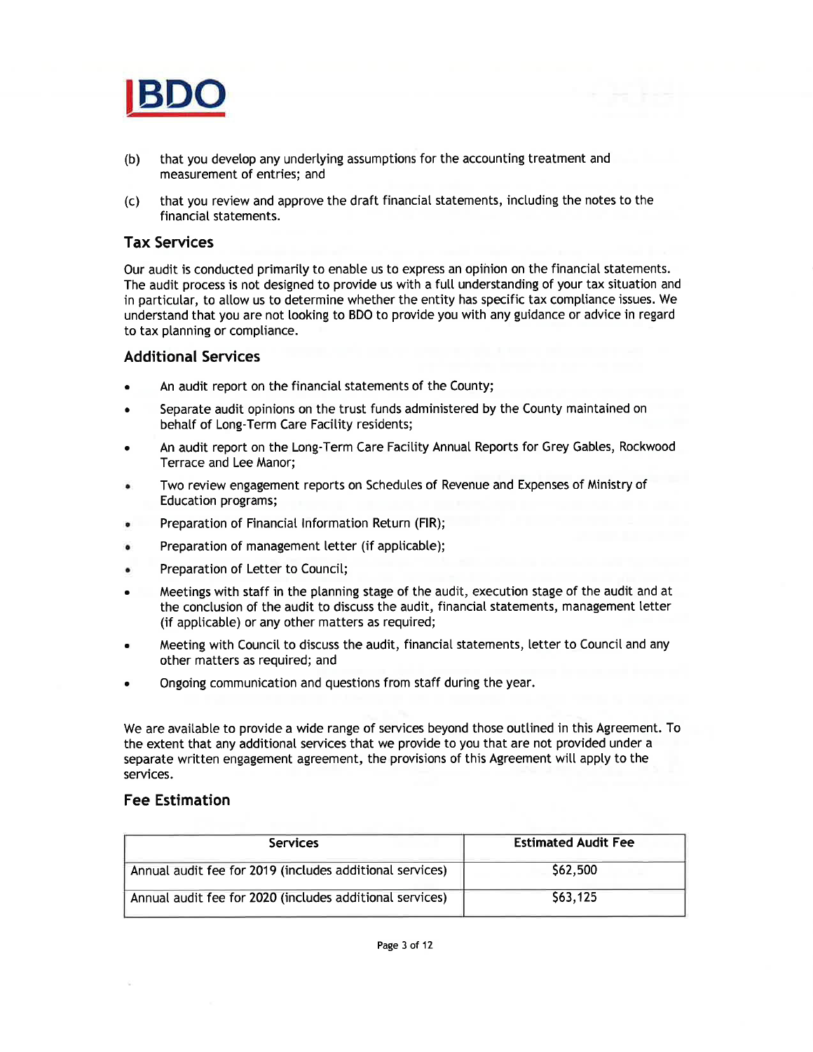(b) that you develop any underlying assumptions for the accounting treatment and measurement of entries; and

(c) that you review and approve the draft financial statements, including the notes to the financial statements.

## Tax Services

Our audit is conducted primarily to enable us to express an opinion on the financial statements. The audit process is not designed to provide us with a full understanding of your tax situation and in particular, to allow us to determine whether the entity has specific tax compliance issues. We understand that you are not looking to BDO to provide you with any guidance or advice in regard to tax planning or compliance.

## Additional Services

- An audit report on the financial statements of the County;
- Separate audit opinions on the trust funds administered by the County maintained on behalf of Long-Term Care Facility residents;
- An audit report on the Long-Term Care Facility Annual Reports for Grey Gables, Rockwood Terrace and Lee Manor;
- Two review engagement reports on Schedules of Revenue and Expenses of Ministry of Education programs;
- Preparation of Financial Information Return (FIR);
- Preparation of management letter (if applicable);
- Preparation of Letter to Council;
- Meetings with staff in the planning stage of the audit, execution stage of the audit and at the conclusion of the audit to discuss the audit, financial statements, management letter (if applicable) or any other matters as required;
- Meeting with Council to discuss the audit, financial statements, letter to Council and any other matters as required; and
- Ongoing communication and questions from staff during the year.

We are available to provide a wide range of services beyond those outlined in this Agreement. To the extent that any additional services that we provide to you that are not provided under a separate written engagement agreement, the provisions of this Agreement will apply to the services.

## Fee Estimation

| Services | Estimated Audit Fee |
|---|---|
| Annual audit fee for 2019 (includes additional services) | $62,500 |
| Annual audit fee for 2020 (includes additional services) | $63,125 |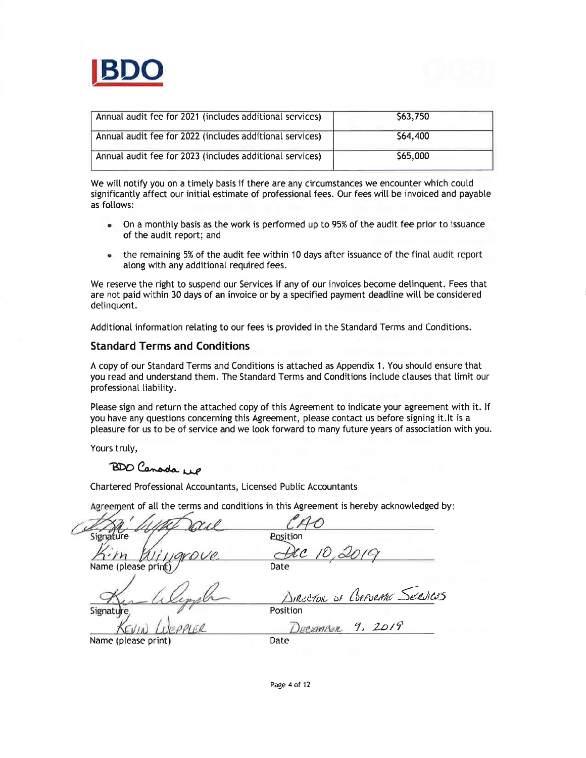| Annual audit fee for 2021 (includes additional services) | $63,750 |
|---|---|
| Annual audit fee for 2022 (includes additional services) | $64,400 |
| Annual audit fee for 2023 (includes additional services) | $65,000 |

We will notify you on a timely basis if there are any circumstances we encounter which could significantly affect our initial estimate of professional fees. Our fees will be invoiced and payable as follows:

- On a monthly basis as the work is performed up to 95% of the audit fee prior to issuance of the audit report; and
- the remaining 5% of the audit fee within 10 days after issuance of the final audit report along with any additional required fees.

We reserve the right to suspend our Services if any of our invoices become delinquent. Fees that are not paid within 30 days of an invoice or by a specified payment deadline will be considered delinquent.

Additional information relating to our fees is provided in the Standard Terms and Conditions.

## Standard Terms and Conditions

A copy of our Standard Terms and Conditions is attached as Appendix 1. You should ensure that you read and understand them. The Standard Terms and Conditions include clauses that limit our professional liability.

Please sign and return the attached copy of this Agreement to indicate your agreement with it. If you have any questions concerning this Agreement, please contact us before signing it.It is a pleasure for us to be of service and we look forward to many future years of association with you.

Yours truly,

BDO Canada LLP

Chartered Professional Accountants, Licensed Public Accountants

Agreement of all the terms and conditions in this Agreement is hereby acknowledged by:

| | |
|---|---|
| Signature: [signature] | Position: CAO |
| Name (please print): Kim Wingrove | Date: Dec 10, 2019 |
| Signature: [signature] | Position: Director of Corporate Services |
| Name (please print): Kevin Weppler | Date: December 9, 2019 |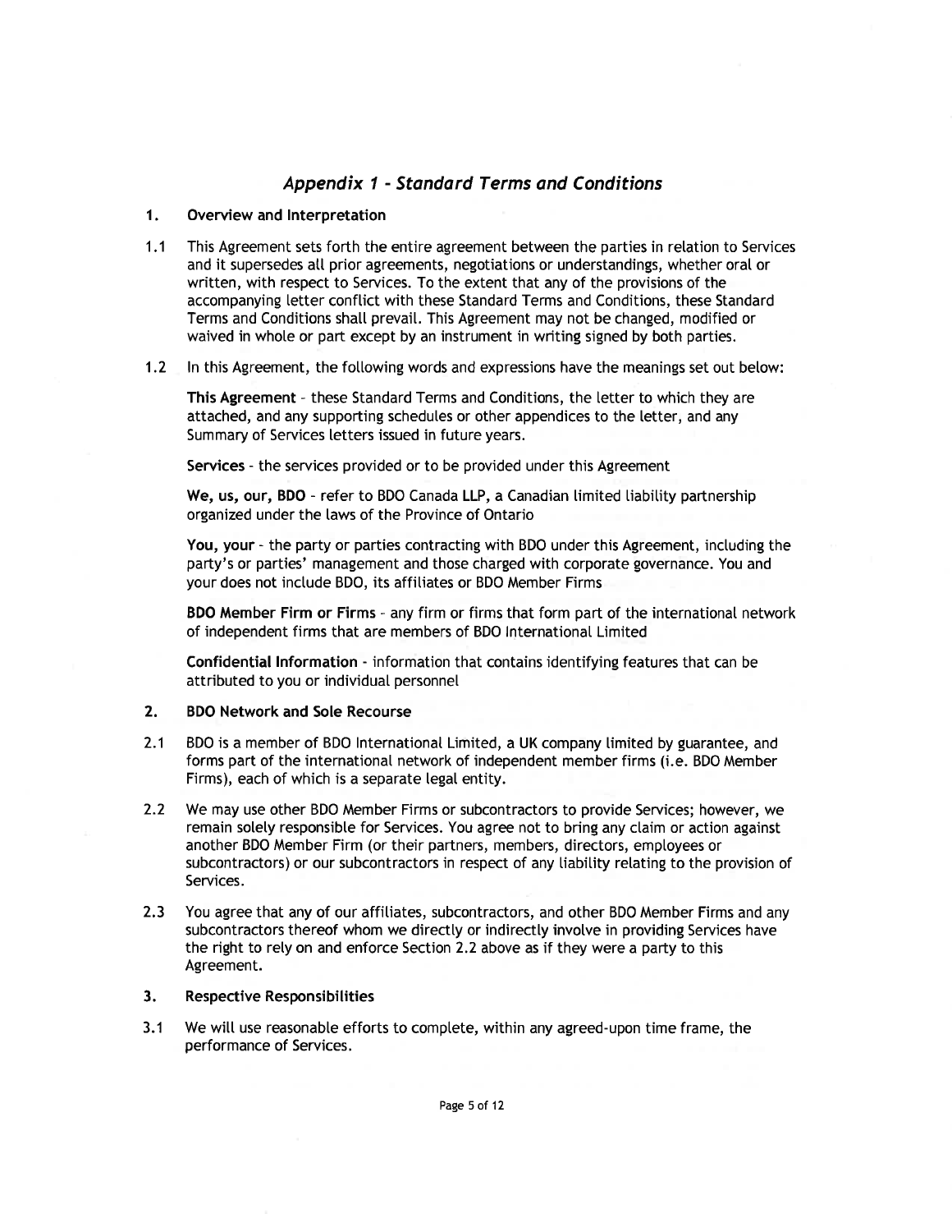## *Appendix 1 - Standard Terms and Conditions*

**1. Overview and Interpretation**

1.1 This Agreement sets forth the entire agreement between the parties in relation to Services and it supersedes all prior agreements, negotiations or understandings, whether oral or written, with respect to Services. To the extent that any of the provisions of the accompanying letter conflict with these Standard Terms and Conditions, these Standard Terms and Conditions shall prevail. This Agreement may not be changed, modified or waived in whole or part except by an instrument in writing signed by both parties.

1.2 In this Agreement, the following words and expressions have the meanings set out below:

**This Agreement** - these Standard Terms and Conditions, the letter to which they are attached, and any supporting schedules or other appendices to the letter, and any Summary of Services letters issued in future years.

**Services** - the services provided or to be provided under this Agreement

**We, us, our, BDO** - refer to BDO Canada LLP, a Canadian limited liability partnership organized under the laws of the Province of Ontario

**You, your** - the party or parties contracting with BDO under this Agreement, including the party's or parties' management and those charged with corporate governance. You and your does not include BDO, its affiliates or BDO Member Firms

**BDO Member Firm or Firms** - any firm or firms that form part of the international network of independent firms that are members of BDO International Limited

**Confidential Information** - information that contains identifying features that can be attributed to you or individual personnel

**2. BDO Network and Sole Recourse**

2.1 BDO is a member of BDO International Limited, a UK company limited by guarantee, and forms part of the international network of independent member firms (i.e. BDO Member Firms), each of which is a separate legal entity.

2.2 We may use other BDO Member Firms or subcontractors to provide Services; however, we remain solely responsible for Services. You agree not to bring any claim or action against another BDO Member Firm (or their partners, members, directors, employees or subcontractors) or our subcontractors in respect of any liability relating to the provision of Services.

2.3 You agree that any of our affiliates, subcontractors, and other BDO Member Firms and any subcontractors thereof whom we directly or indirectly involve in providing Services have the right to rely on and enforce Section 2.2 above as if they were a party to this Agreement.

**3. Respective Responsibilities**

3.1 We will use reasonable efforts to complete, within any agreed-upon time frame, the performance of Services.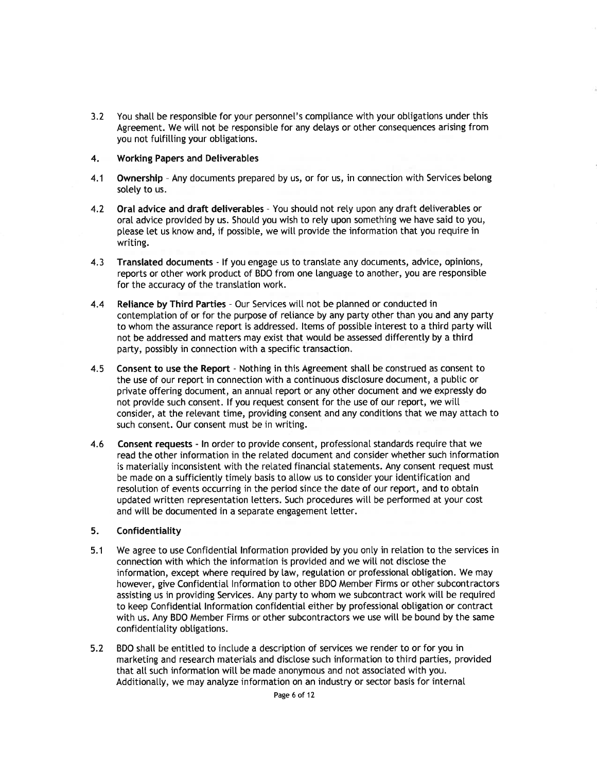3.2 You shall be responsible for your personnel's compliance with your obligations under this Agreement. We will not be responsible for any delays or other consequences arising from you not fulfilling your obligations.

## 4. Working Papers and Deliverables

4.1 **Ownership** - Any documents prepared by us, or for us, in connection with Services belong solely to us.

4.2 **Oral advice and draft deliverables** - You should not rely upon any draft deliverables or oral advice provided by us. Should you wish to rely upon something we have said to you, please let us know and, if possible, we will provide the information that you require in writing.

4.3 **Translated documents** - If you engage us to translate any documents, advice, opinions, reports or other work product of BDO from one language to another, you are responsible for the accuracy of the translation work.

4.4 **Reliance by Third Parties** - Our Services will not be planned or conducted in contemplation of or for the purpose of reliance by any party other than you and any party to whom the assurance report is addressed. Items of possible interest to a third party will not be addressed and matters may exist that would be assessed differently by a third party, possibly in connection with a specific transaction.

4.5 **Consent to use the Report** - Nothing in this Agreement shall be construed as consent to the use of our report in connection with a continuous disclosure document, a public or private offering document, an annual report or any other document and we expressly do not provide such consent. If you request consent for the use of our report, we will consider, at the relevant time, providing consent and any conditions that we may attach to such consent. Our consent must be in writing.

4.6 **Consent requests** - In order to provide consent, professional standards require that we read the other information in the related document and consider whether such information is materially inconsistent with the related financial statements. Any consent request must be made on a sufficiently timely basis to allow us to consider your identification and resolution of events occurring in the period since the date of our report, and to obtain updated written representation letters. Such procedures will be performed at your cost and will be documented in a separate engagement letter.

## 5. Confidentiality

5.1 We agree to use Confidential Information provided by you only in relation to the services in connection with which the information is provided and we will not disclose the information, except where required by law, regulation or professional obligation. We may however, give Confidential Information to other BDO Member Firms or other subcontractors assisting us in providing Services. Any party to whom we subcontract work will be required to keep Confidential Information confidential either by professional obligation or contract with us. Any BDO Member Firms or other subcontractors we use will be bound by the same confidentiality obligations.

5.2 BDO shall be entitled to include a description of services we render to or for you in marketing and research materials and disclose such information to third parties, provided that all such information will be made anonymous and not associated with you. Additionally, we may analyze information on an industry or sector basis for internal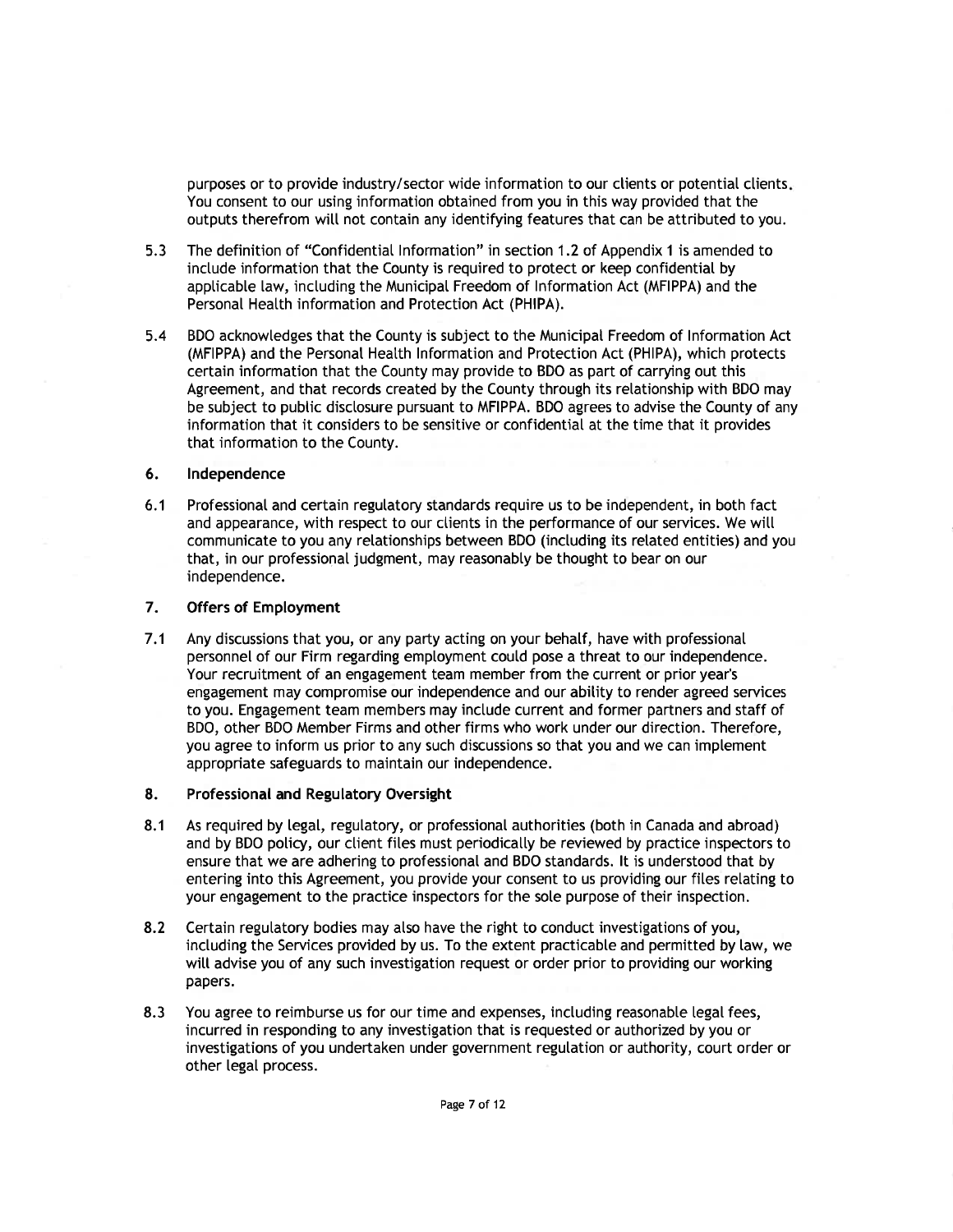purposes or to provide industry/sector wide information to our clients or potential clients. You consent to our using information obtained from you in this way provided that the outputs therefrom will not contain any identifying features that can be attributed to you.

5.3 The definition of "Confidential Information" in section 1.2 of Appendix 1 is amended to include information that the County is required to protect or keep confidential by applicable law, including the Municipal Freedom of Information Act (MFIPPA) and the Personal Health information and Protection Act (PHIPA).

5.4 BDO acknowledges that the County is subject to the Municipal Freedom of Information Act (MFIPPA) and the Personal Health Information and Protection Act (PHIPA), which protects certain information that the County may provide to BDO as part of carrying out this Agreement, and that records created by the County through its relationship with BDO may be subject to public disclosure pursuant to MFIPPA. BDO agrees to advise the County of any information that it considers to be sensitive or confidential at the time that it provides that information to the County.

## 6. Independence

6.1 Professional and certain regulatory standards require us to be independent, in both fact and appearance, with respect to our clients in the performance of our services. We will communicate to you any relationships between BDO (including its related entities) and you that, in our professional judgment, may reasonably be thought to bear on our independence.

## 7. Offers of Employment

7.1 Any discussions that you, or any party acting on your behalf, have with professional personnel of our Firm regarding employment could pose a threat to our independence. Your recruitment of an engagement team member from the current or prior year's engagement may compromise our independence and our ability to render agreed services to you. Engagement team members may include current and former partners and staff of BDO, other BDO Member Firms and other firms who work under our direction. Therefore, you agree to inform us prior to any such discussions so that you and we can implement appropriate safeguards to maintain our independence.

## 8. Professional and Regulatory Oversight

8.1 As required by legal, regulatory, or professional authorities (both in Canada and abroad) and by BDO policy, our client files must periodically be reviewed by practice inspectors to ensure that we are adhering to professional and BDO standards. It is understood that by entering into this Agreement, you provide your consent to us providing our files relating to your engagement to the practice inspectors for the sole purpose of their inspection.

8.2 Certain regulatory bodies may also have the right to conduct investigations of you, including the Services provided by us. To the extent practicable and permitted by law, we will advise you of any such investigation request or order prior to providing our working papers.

8.3 You agree to reimburse us for our time and expenses, including reasonable legal fees, incurred in responding to any investigation that is requested or authorized by you or investigations of you undertaken under government regulation or authority, court order or other legal process.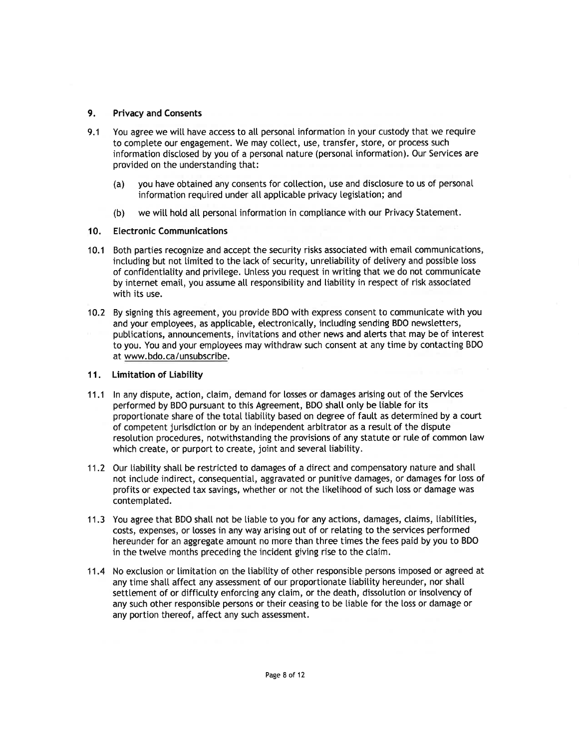## 9. Privacy and Consents

9.1 You agree we will have access to all personal information in your custody that we require to complete our engagement. We may collect, use, transfer, store, or process such information disclosed by you of a personal nature (personal information). Our Services are provided on the understanding that:

(a) you have obtained any consents for collection, use and disclosure to us of personal information required under all applicable privacy legislation; and

(b) we will hold all personal information in compliance with our Privacy Statement.

## 10. Electronic Communications

10.1 Both parties recognize and accept the security risks associated with email communications, including but not limited to the lack of security, unreliability of delivery and possible loss of confidentiality and privilege. Unless you request in writing that we do not communicate by internet email, you assume all responsibility and liability in respect of risk associated with its use.

10.2 By signing this agreement, you provide BDO with express consent to communicate with you and your employees, as applicable, electronically, including sending BDO newsletters, publications, announcements, invitations and other news and alerts that may be of interest to you. You and your employees may withdraw such consent at any time by contacting BDO at www.bdo.ca/unsubscribe.

## 11. Limitation of Liability

11.1 In any dispute, action, claim, demand for losses or damages arising out of the Services performed by BDO pursuant to this Agreement, BDO shall only be liable for its proportionate share of the total liability based on degree of fault as determined by a court of competent jurisdiction or by an independent arbitrator as a result of the dispute resolution procedures, notwithstanding the provisions of any statute or rule of common law which create, or purport to create, joint and several liability.

11.2 Our liability shall be restricted to damages of a direct and compensatory nature and shall not include indirect, consequential, aggravated or punitive damages, or damages for loss of profits or expected tax savings, whether or not the likelihood of such loss or damage was contemplated.

11.3 You agree that BDO shall not be liable to you for any actions, damages, claims, liabilities, costs, expenses, or losses in any way arising out of or relating to the services performed hereunder for an aggregate amount no more than three times the fees paid by you to BDO in the twelve months preceding the incident giving rise to the claim.

11.4 No exclusion or limitation on the liability of other responsible persons imposed or agreed at any time shall affect any assessment of our proportionate liability hereunder, nor shall settlement of or difficulty enforcing any claim, or the death, dissolution or insolvency of any such other responsible persons or their ceasing to be liable for the loss or damage or any portion thereof, affect any such assessment.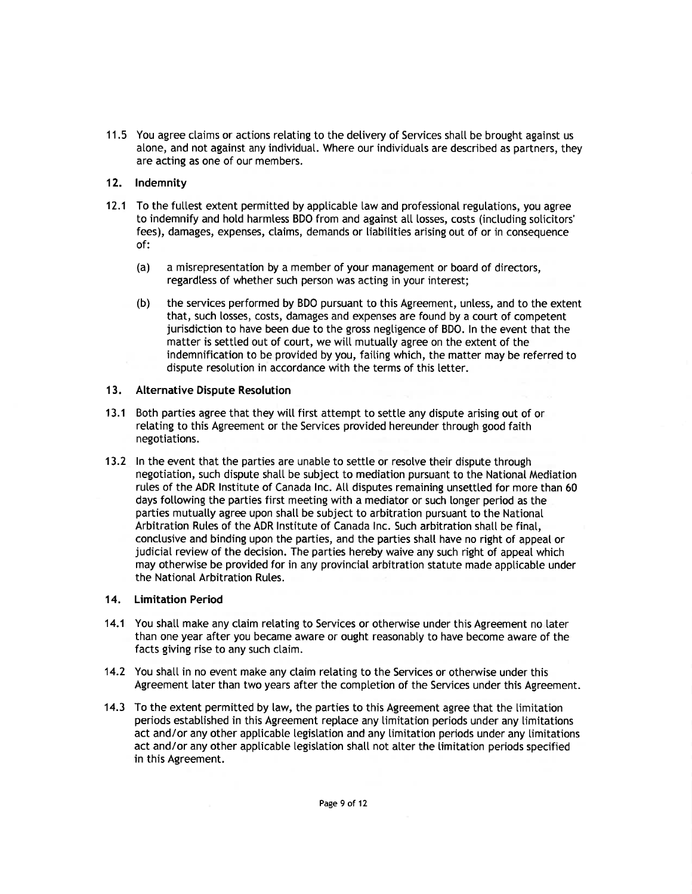11.5 You agree claims or actions relating to the delivery of Services shall be brought against us alone, and not against any individual. Where our individuals are described as partners, they are acting as one of our members.

## 12. Indemnity

12.1 To the fullest extent permitted by applicable law and professional regulations, you agree to indemnify and hold harmless BDO from and against all losses, costs (including solicitors' fees), damages, expenses, claims, demands or liabilities arising out of or in consequence of:

(a) a misrepresentation by a member of your management or board of directors, regardless of whether such person was acting in your interest;

(b) the services performed by BDO pursuant to this Agreement, unless, and to the extent that, such losses, costs, damages and expenses are found by a court of competent jurisdiction to have been due to the gross negligence of BDO. In the event that the matter is settled out of court, we will mutually agree on the extent of the indemnification to be provided by you, failing which, the matter may be referred to dispute resolution in accordance with the terms of this letter.

## 13. Alternative Dispute Resolution

13.1 Both parties agree that they will first attempt to settle any dispute arising out of or relating to this Agreement or the Services provided hereunder through good faith negotiations.

13.2 In the event that the parties are unable to settle or resolve their dispute through negotiation, such dispute shall be subject to mediation pursuant to the National Mediation rules of the ADR Institute of Canada Inc. All disputes remaining unsettled for more than 60 days following the parties first meeting with a mediator or such longer period as the parties mutually agree upon shall be subject to arbitration pursuant to the National Arbitration Rules of the ADR Institute of Canada Inc. Such arbitration shall be final, conclusive and binding upon the parties, and the parties shall have no right of appeal or judicial review of the decision. The parties hereby waive any such right of appeal which may otherwise be provided for in any provincial arbitration statute made applicable under the National Arbitration Rules.

## 14. Limitation Period

14.1 You shall make any claim relating to Services or otherwise under this Agreement no later than one year after you became aware or ought reasonably to have become aware of the facts giving rise to any such claim.

14.2 You shall in no event make any claim relating to the Services or otherwise under this Agreement later than two years after the completion of the Services under this Agreement.

14.3 To the extent permitted by law, the parties to this Agreement agree that the limitation periods established in this Agreement replace any limitation periods under any limitations act and/or any other applicable legislation and any limitation periods under any limitations act and/or any other applicable legislation shall not alter the limitation periods specified in this Agreement.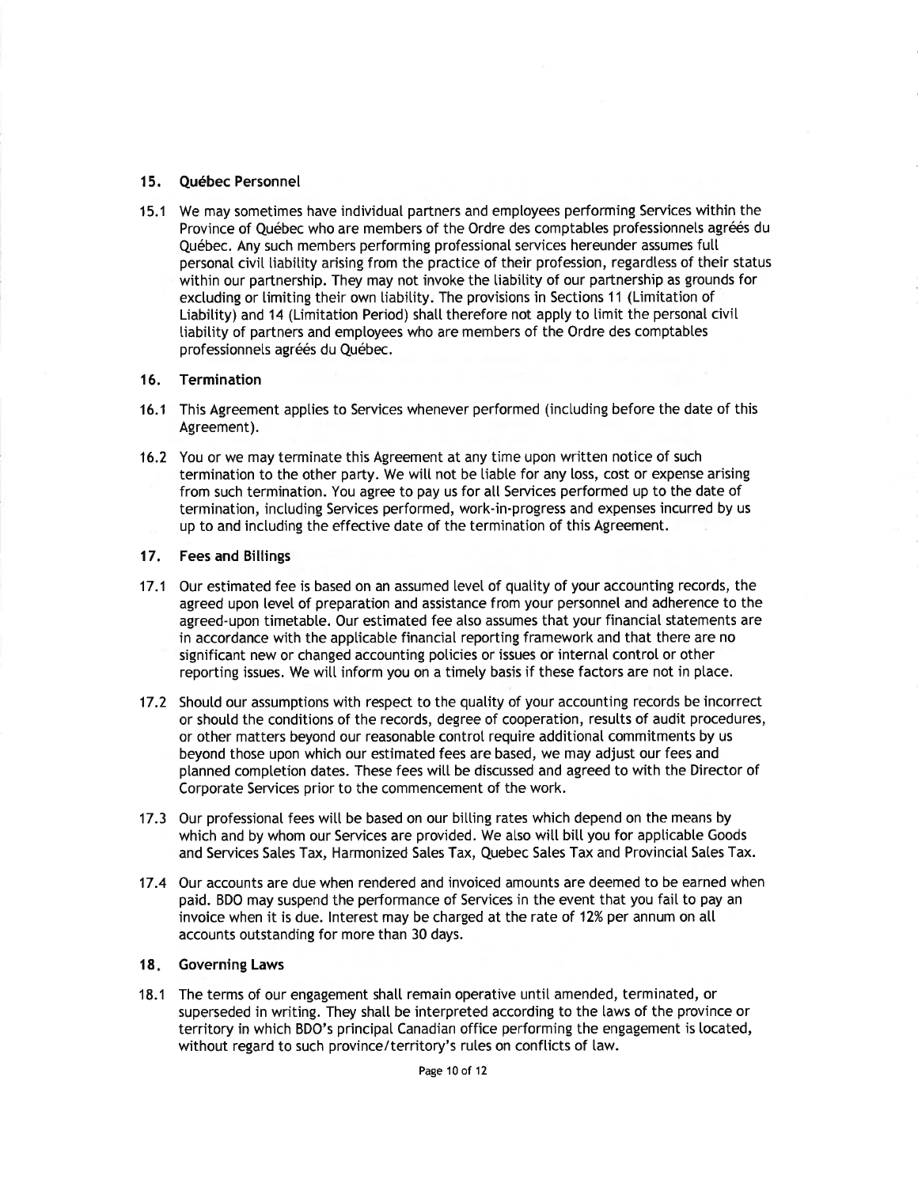## 15. Québec Personnel

15.1 We may sometimes have individual partners and employees performing Services within the Province of Québec who are members of the Ordre des comptables professionnels agréés du Québec. Any such members performing professional services hereunder assumes full personal civil liability arising from the practice of their profession, regardless of their status within our partnership. They may not invoke the liability of our partnership as grounds for excluding or limiting their own liability. The provisions in Sections 11 (Limitation of Liability) and 14 (Limitation Period) shall therefore not apply to limit the personal civil liability of partners and employees who are members of the Ordre des comptables professionnels agréés du Québec.

## 16. Termination

16.1 This Agreement applies to Services whenever performed (including before the date of this Agreement).

16.2 You or we may terminate this Agreement at any time upon written notice of such termination to the other party. We will not be liable for any loss, cost or expense arising from such termination. You agree to pay us for all Services performed up to the date of termination, including Services performed, work-in-progress and expenses incurred by us up to and including the effective date of the termination of this Agreement.

## 17. Fees and Billings

17.1 Our estimated fee is based on an assumed level of quality of your accounting records, the agreed upon level of preparation and assistance from your personnel and adherence to the agreed-upon timetable. Our estimated fee also assumes that your financial statements are in accordance with the applicable financial reporting framework and that there are no significant new or changed accounting policies or issues or internal control or other reporting issues. We will inform you on a timely basis if these factors are not in place.

17.2 Should our assumptions with respect to the quality of your accounting records be incorrect or should the conditions of the records, degree of cooperation, results of audit procedures, or other matters beyond our reasonable control require additional commitments by us beyond those upon which our estimated fees are based, we may adjust our fees and planned completion dates. These fees will be discussed and agreed to with the Director of Corporate Services prior to the commencement of the work.

17.3 Our professional fees will be based on our billing rates which depend on the means by which and by whom our Services are provided. We also will bill you for applicable Goods and Services Sales Tax, Harmonized Sales Tax, Quebec Sales Tax and Provincial Sales Tax.

17.4 Our accounts are due when rendered and invoiced amounts are deemed to be earned when paid. BDO may suspend the performance of Services in the event that you fail to pay an invoice when it is due. Interest may be charged at the rate of 12% per annum on all accounts outstanding for more than 30 days.

## 18. Governing Laws

18.1 The terms of our engagement shall remain operative until amended, terminated, or superseded in writing. They shall be interpreted according to the laws of the province or territory in which BDO's principal Canadian office performing the engagement is located, without regard to such province/territory's rules on conflicts of law.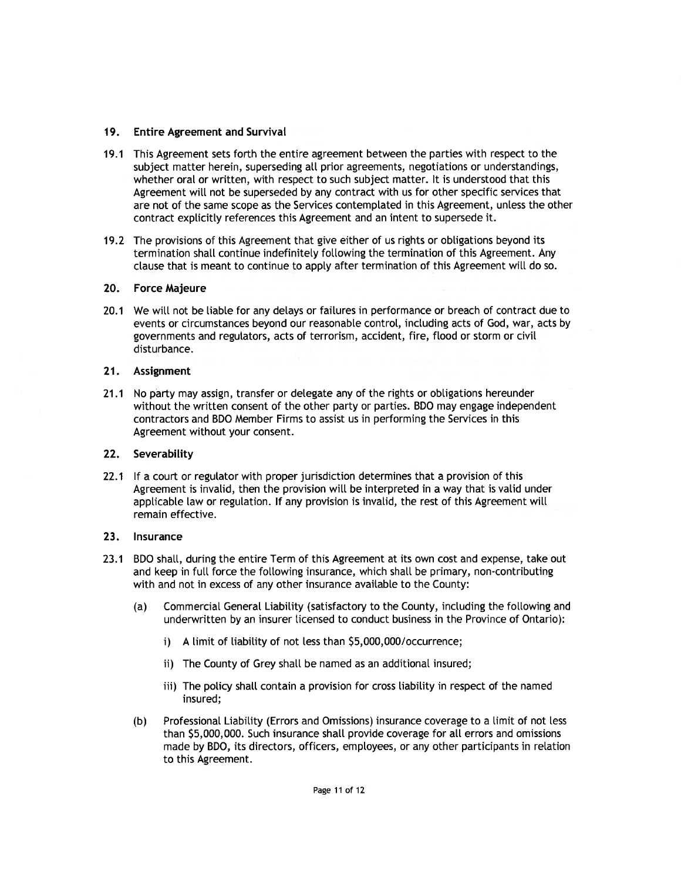## 19. Entire Agreement and Survival

19.1 This Agreement sets forth the entire agreement between the parties with respect to the subject matter herein, superseding all prior agreements, negotiations or understandings, whether oral or written, with respect to such subject matter. It is understood that this Agreement will not be superseded by any contract with us for other specific services that are not of the same scope as the Services contemplated in this Agreement, unless the other contract explicitly references this Agreement and an intent to supersede it.

19.2 The provisions of this Agreement that give either of us rights or obligations beyond its termination shall continue indefinitely following the termination of this Agreement. Any clause that is meant to continue to apply after termination of this Agreement will do so.

## 20. Force Majeure

20.1 We will not be liable for any delays or failures in performance or breach of contract due to events or circumstances beyond our reasonable control, including acts of God, war, acts by governments and regulators, acts of terrorism, accident, fire, flood or storm or civil disturbance.

## 21. Assignment

21.1 No party may assign, transfer or delegate any of the rights or obligations hereunder without the written consent of the other party or parties. BDO may engage independent contractors and BDO Member Firms to assist us in performing the Services in this Agreement without your consent.

## 22. Severability

22.1 If a court or regulator with proper jurisdiction determines that a provision of this Agreement is invalid, then the provision will be interpreted in a way that is valid under applicable law or regulation. If any provision is invalid, the rest of this Agreement will remain effective.

## 23. Insurance

23.1 BDO shall, during the entire Term of this Agreement at its own cost and expense, take out and keep in full force the following insurance, which shall be primary, non-contributing with and not in excess of any other insurance available to the County:

(a) Commercial General Liability (satisfactory to the County, including the following and underwritten by an insurer licensed to conduct business in the Province of Ontario):

i) A limit of liability of not less than $5,000,000/occurrence;

ii) The County of Grey shall be named as an additional insured;

iii) The policy shall contain a provision for cross liability in respect of the named insured;

(b) Professional Liability (Errors and Omissions) insurance coverage to a limit of not less than $5,000,000. Such insurance shall provide coverage for all errors and omissions made by BDO, its directors, officers, employees, or any other participants in relation to this Agreement.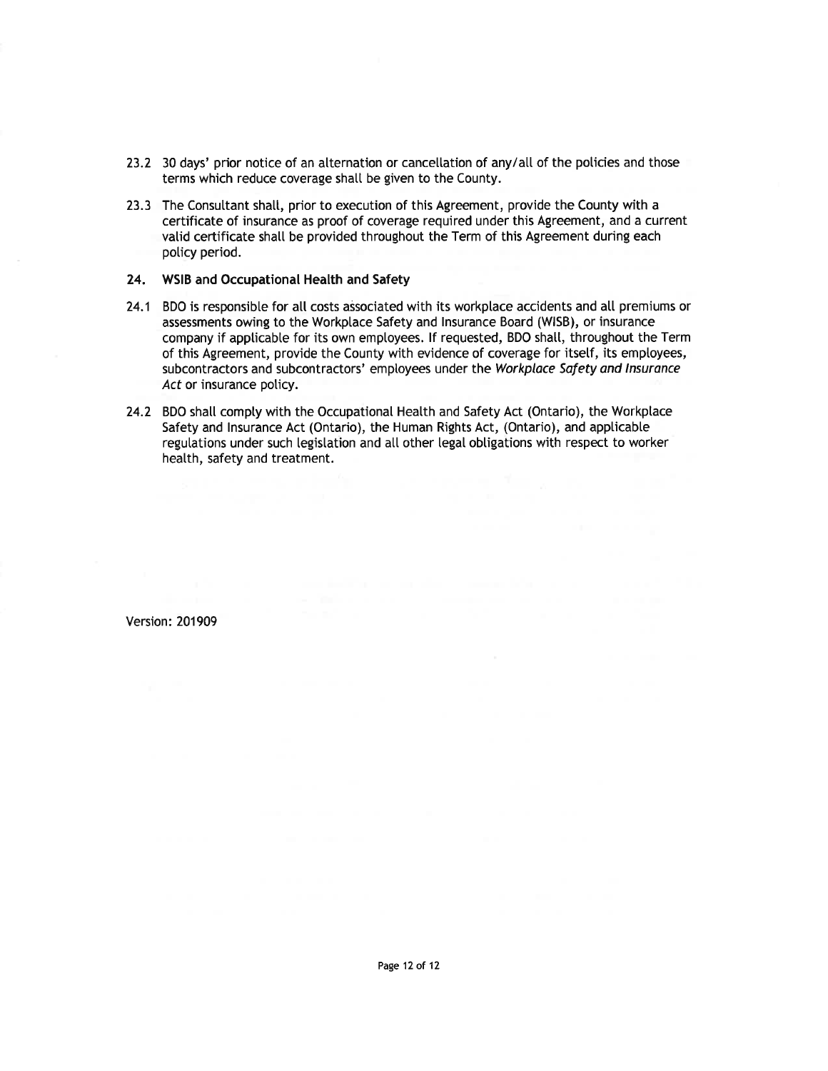23.2 30 days' prior notice of an alternation or cancellation of any/all of the policies and those terms which reduce coverage shall be given to the County.

23.3 The Consultant shall, prior to execution of this Agreement, provide the County with a certificate of insurance as proof of coverage required under this Agreement, and a current valid certificate shall be provided throughout the Term of this Agreement during each policy period.

**24. WSIB and Occupational Health and Safety**

24.1 BDO is responsible for all costs associated with its workplace accidents and all premiums or assessments owing to the Workplace Safety and Insurance Board (WISB), or insurance company if applicable for its own employees. If requested, BDO shall, throughout the Term of this Agreement, provide the County with evidence of coverage for itself, its employees, subcontractors and subcontractors' employees under the *Workplace Safety and Insurance Act* or insurance policy.

24.2 BDO shall comply with the Occupational Health and Safety Act (Ontario), the Workplace Safety and Insurance Act (Ontario), the Human Rights Act, (Ontario), and applicable regulations under such legislation and all other legal obligations with respect to worker health, safety and treatment.

Version: 201909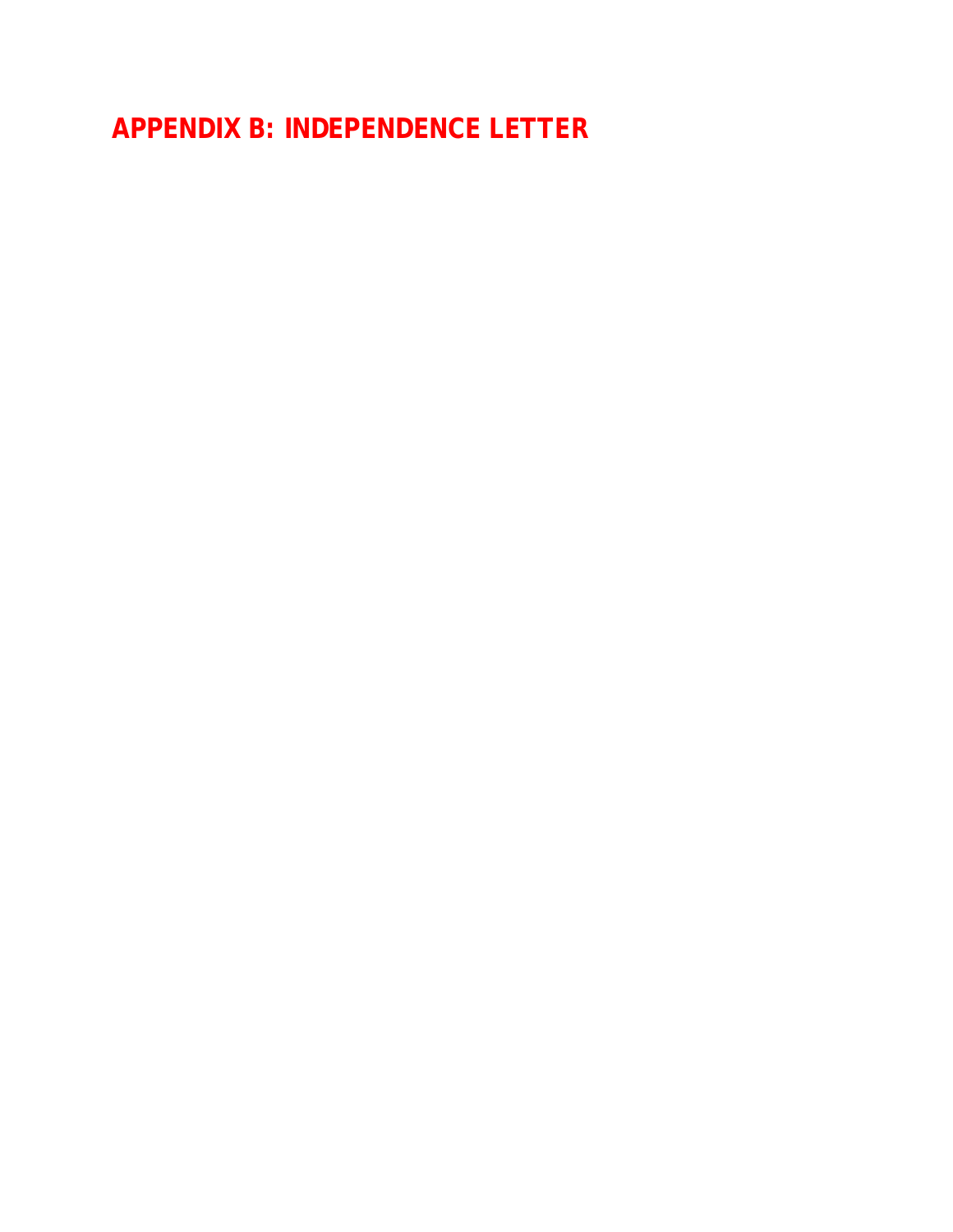# APPENDIX B: INDEPENDENCE LETTER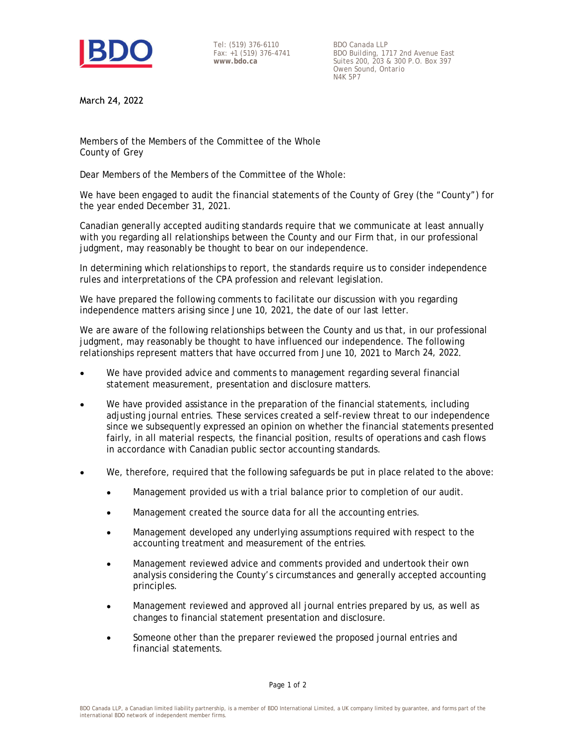BDO

Tel: (519) 376-6110
Fax: +1 (519) 376-4741
**www.bdo.ca**

BDO Canada LLP
BDO Building, 1717 2nd Avenue East
Suites 200, 203 & 300 P.O. Box 397
Owen Sound, Ontario
N4K 5P7

March 24, 2022

Members of the Members of the Committee of the Whole
County of Grey

Dear Members of the Members of the Committee of the Whole:

We have been engaged to audit the financial statements of the County of Grey (the "County") for the year ended December 31, 2021.

Canadian generally accepted auditing standards require that we communicate at least annually with you regarding all relationships between the County and our Firm that, in our professional judgment, may reasonably be thought to bear on our independence.

In determining which relationships to report, the standards require us to consider independence rules and interpretations of the CPA profession and relevant legislation.

We have prepared the following comments to facilitate our discussion with you regarding independence matters arising since June 10, 2021, the date of our last letter.

We are aware of the following relationships between the County and us that, in our professional judgment, may reasonably be thought to have influenced our independence. The following relationships represent matters that have occurred from June 10, 2021 to March 24, 2022.

- We have provided advice and comments to management regarding several financial statement measurement, presentation and disclosure matters.
- We have provided assistance in the preparation of the financial statements, including adjusting journal entries. These services created a self-review threat to our independence since we subsequently expressed an opinion on whether the financial statements presented fairly, in all material respects, the financial position, results of operations and cash flows in accordance with Canadian public sector accounting standards.
- We, therefore, required that the following safeguards be put in place related to the above:
  - Management provided us with a trial balance prior to completion of our audit.
  - Management created the source data for all the accounting entries.
  - Management developed any underlying assumptions required with respect to the accounting treatment and measurement of the entries.
  - Management reviewed advice and comments provided and undertook their own analysis considering the County's circumstances and generally accepted accounting principles.
  - Management reviewed and approved all journal entries prepared by us, as well as changes to financial statement presentation and disclosure.
  - Someone other than the preparer reviewed the proposed journal entries and financial statements.

BDO Canada LLP, a Canadian limited liability partnership, is a member of BDO International Limited, a UK company limited by guarantee, and forms part of the international BDO network of independent member firms.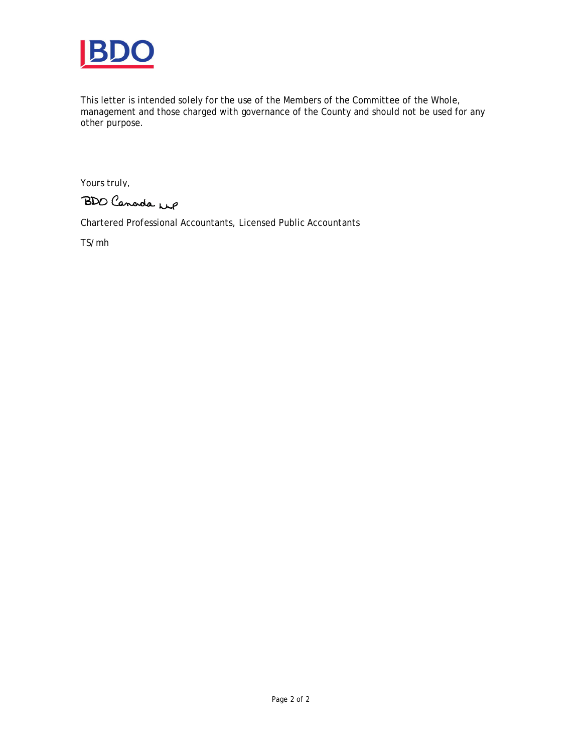This letter is intended solely for the use of the Members of the Committee of the Whole, management and those charged with governance of the County and should not be used for any other purpose.

Yours truly,

BDO Canada LLP

Chartered Professional Accountants, Licensed Public Accountants

TS/mh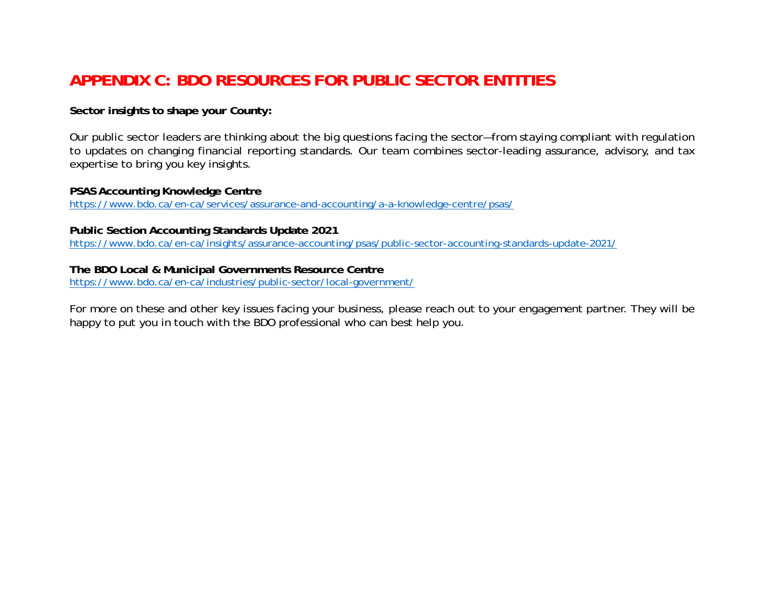# APPENDIX C: BDO RESOURCES FOR PUBLIC SECTOR ENTITIES

**Sector insights to shape your County:**

Our public sector leaders are thinking about the big questions facing the sector—from staying compliant with regulation to updates on changing financial reporting standards. Our team combines sector-leading assurance, advisory, and tax expertise to bring you key insights.

**PSAS Accounting Knowledge Centre**
https://www.bdo.ca/en-ca/services/assurance-and-accounting/a-a-knowledge-centre/psas/

**Public Section Accounting Standards Update 2021**
https://www.bdo.ca/en-ca/insights/assurance-accounting/psas/public-sector-accounting-standards-update-2021/

**The BDO Local & Municipal Governments Resource Centre**
https://www.bdo.ca/en-ca/industries/public-sector/local-government/

For more on these and other key issues facing your business, please reach out to your engagement partner. They will be happy to put you in touch with the BDO professional who can best help you.